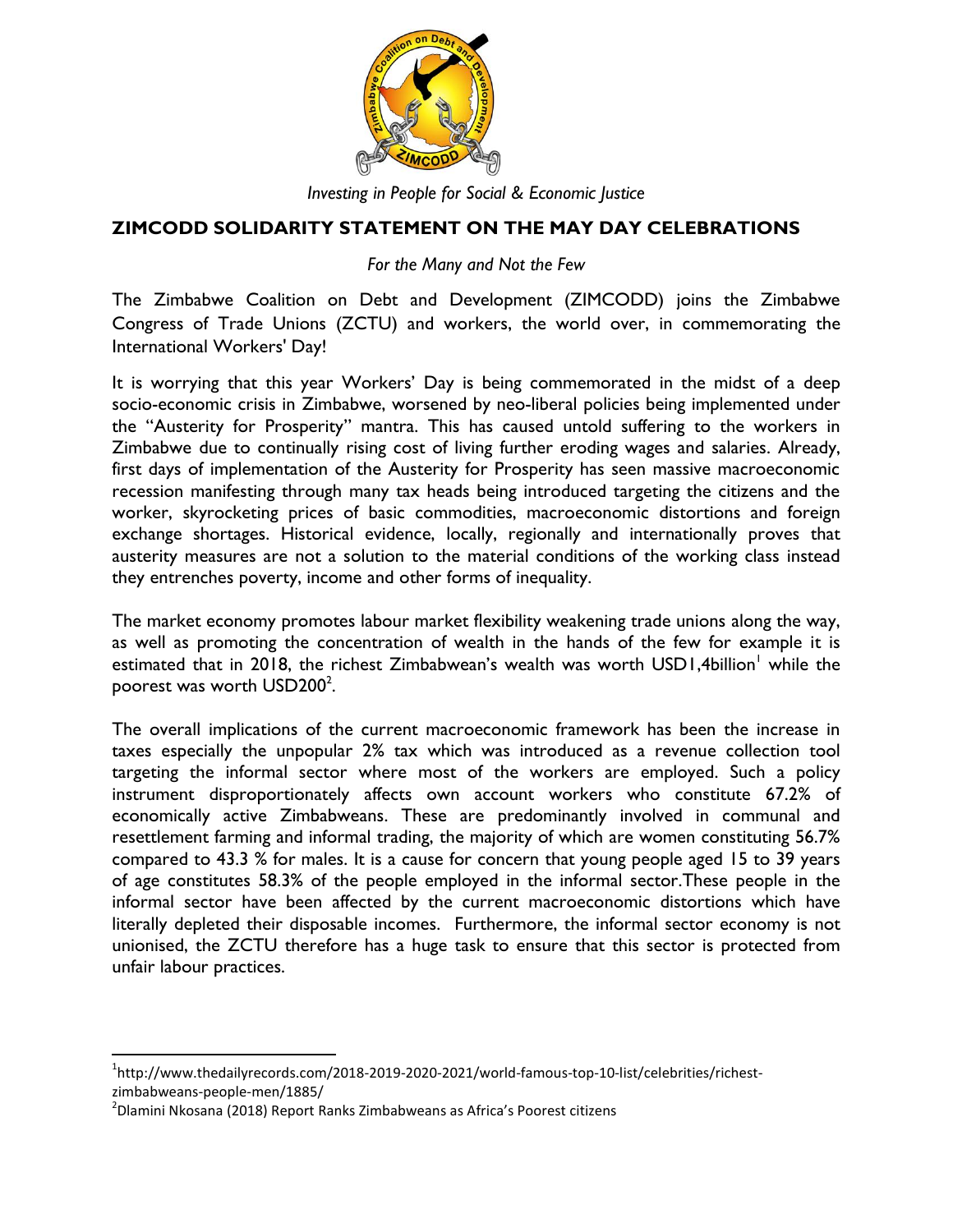*Investing in People for Social & Economic Justice*

## ZIMCODD SOLIDARITY STATEMENT ON THE MAY DAY CELEBRATIONS

*For the Many and Not the Few*

The Zimbabwe Coalition on Debt and Development (ZIMCODD) joins the Zimbabwe Congress of Trade Unions (ZCTU) and workers, the world over, in commemorating the International Workers' Day!

It is worrying that this year Workers' Day is being commemorated in the midst of a deep socio-economic crisis in Zimbabwe, worsened by neo-liberal policies being implemented under the "Austerity for Prosperity" mantra. This has caused untold suffering to the workers in Zimbabwe due to continually rising cost of living further eroding wages and salaries. Already, first days of implementation of the Austerity for Prosperity has seen massive macroeconomic recession manifesting through many tax heads being introduced targeting the citizens and the worker, skyrocketing prices of basic commodities, macroeconomic distortions and foreign exchange shortages. Historical evidence, locally, regionally and internationally proves that austerity measures are not a solution to the material conditions of the working class instead they entrenches poverty, income and other forms of inequality.

The market economy promotes labour market flexibility weakening trade unions along the way, as well as promoting the concentration of wealth in the hands of the few for example it is estimated that in 2018, the richest Zimbabwean's wealth was worth USD1,4billion[1] while the poorest was worth USD200[2].

The overall implications of the current macroeconomic framework has been the increase in taxes especially the unpopular 2% tax which was introduced as a revenue collection tool targeting the informal sector where most of the workers are employed. Such a policy instrument disproportionately affects own account workers who constitute 67.2% of economically active Zimbabweans. These are predominantly involved in communal and resettlement farming and informal trading, the majority of which are women constituting 56.7% compared to 43.3 % for males. It is a cause for concern that young people aged 15 to 39 years of age constitutes 58.3% of the people employed in the informal sector.These people in the informal sector have been affected by the current macroeconomic distortions which have literally depleted their disposable incomes. Furthermore, the informal sector economy is not unionised, the ZCTU therefore has a huge task to ensure that this sector is protected from unfair labour practices.

---

[1] http://www.thedailyrecords.com/2018-2019-2020-2021/world-famous-top-10-list/celebrities/richest-zimbabweans-people-men/1885/

[2] Dlamini Nkosana (2018) Report Ranks Zimbabweans as Africa's Poorest citizens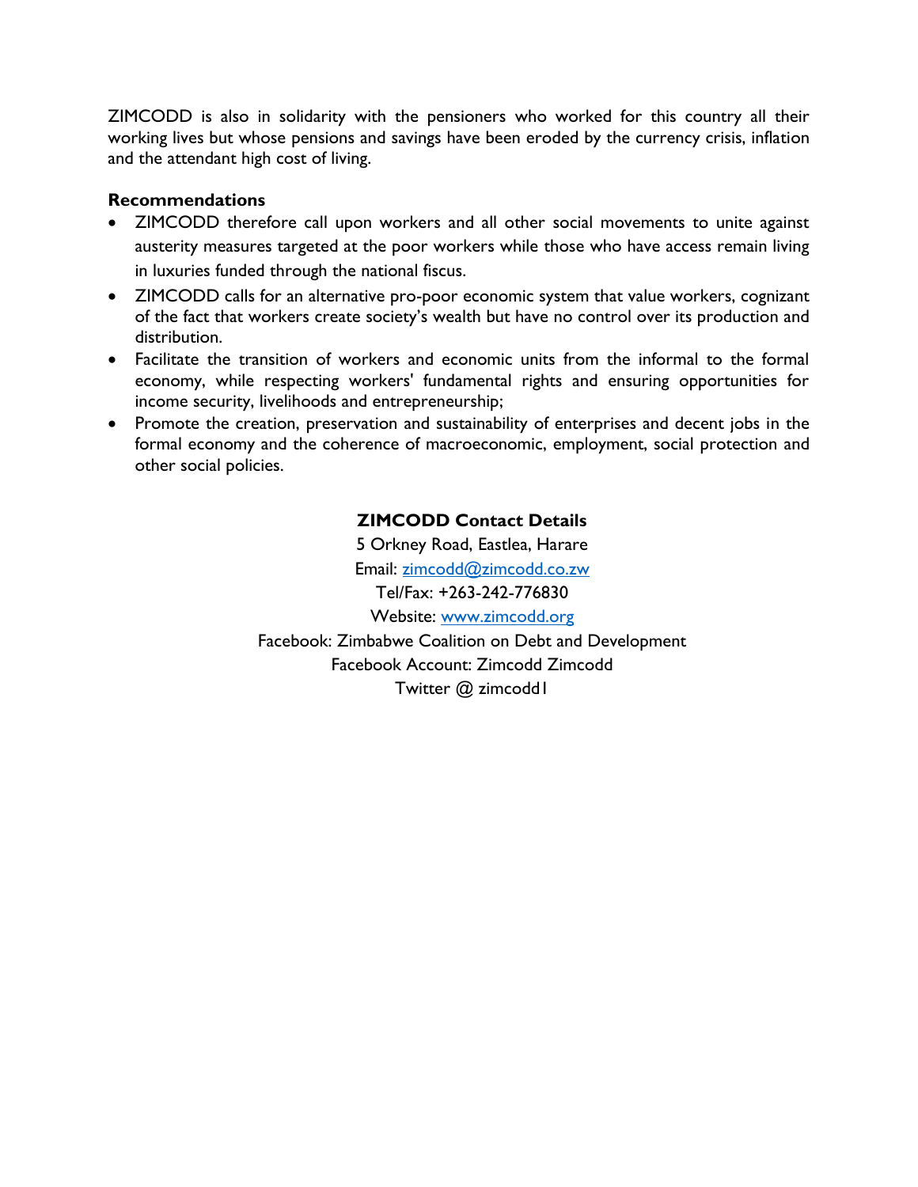ZIMCODD is also in solidarity with the pensioners who worked for this country all their working lives but whose pensions and savings have been eroded by the currency crisis, inflation and the attendant high cost of living.

**Recommendations**

- ZIMCODD therefore call upon workers and all other social movements to unite against austerity measures targeted at the poor workers while those who have access remain living in luxuries funded through the national fiscus.
- ZIMCODD calls for an alternative pro-poor economic system that value workers, cognizant of the fact that workers create society's wealth but have no control over its production and distribution.
- Facilitate the transition of workers and economic units from the informal to the formal economy, while respecting workers' fundamental rights and ensuring opportunities for income security, livelihoods and entrepreneurship;
- Promote the creation, preservation and sustainability of enterprises and decent jobs in the formal economy and the coherence of macroeconomic, employment, social protection and other social policies.

**ZIMCODD Contact Details**

5 Orkney Road, Eastlea, Harare
Email: zimcodd@zimcodd.co.zw
Tel/Fax: +263-242-776830
Website: www.zimcodd.org
Facebook: Zimbabwe Coalition on Debt and Development
Facebook Account: Zimcodd Zimcodd
Twitter @ zimcodd1